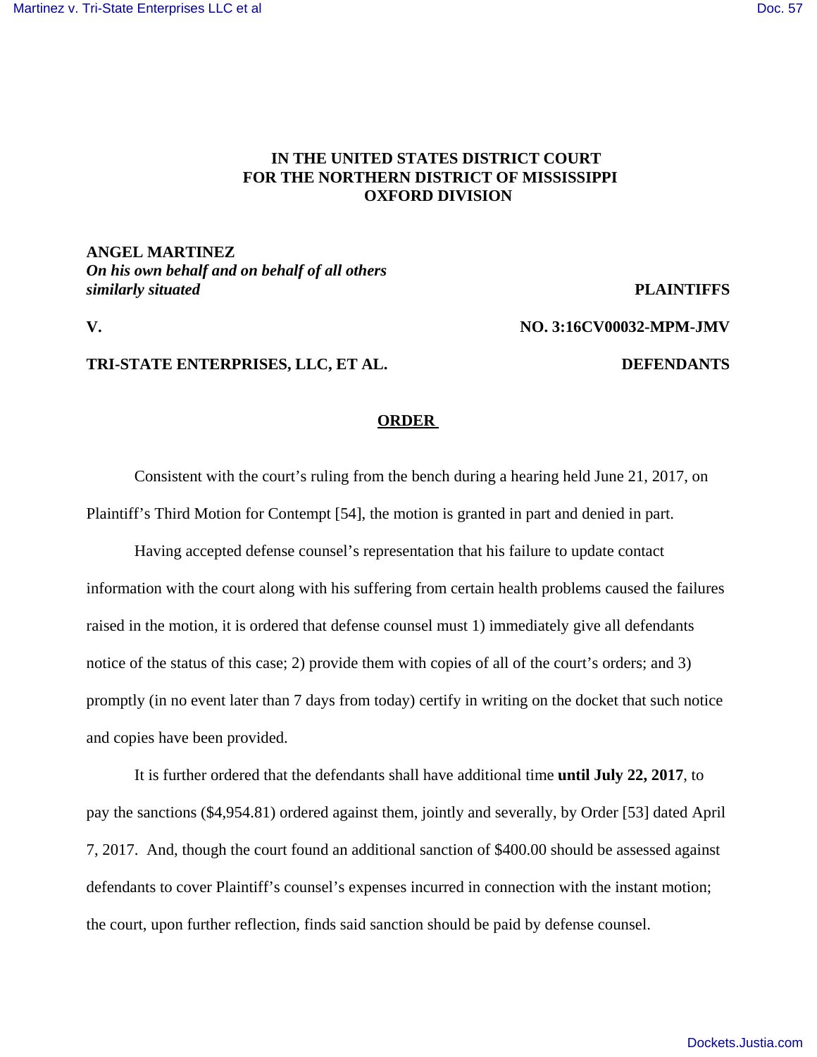**IN THE UNITED STATES DISTRICT COURT**
**FOR THE NORTHERN DISTRICT OF MISSISSIPPI**
**OXFORD DIVISION**

**ANGEL MARTINEZ**
***On his own behalf and on behalf of all others similarly situated*** **PLAINTIFFS**

**V.** **NO. 3:16CV00032-MPM-JMV**

**TRI-STATE ENTERPRISES, LLC, ET AL.** **DEFENDANTS**

**ORDER**

Consistent with the court's ruling from the bench during a hearing held June 21, 2017, on Plaintiff's Third Motion for Contempt [54], the motion is granted in part and denied in part.

Having accepted defense counsel's representation that his failure to update contact information with the court along with his suffering from certain health problems caused the failures raised in the motion, it is ordered that defense counsel must 1) immediately give all defendants notice of the status of this case; 2) provide them with copies of all of the court's orders; and 3) promptly (in no event later than 7 days from today) certify in writing on the docket that such notice and copies have been provided.

It is further ordered that the defendants shall have additional time **until July 22, 2017**, to pay the sanctions ($4,954.81) ordered against them, jointly and severally, by Order [53] dated April 7, 2017. And, though the court found an additional sanction of $400.00 should be assessed against defendants to cover Plaintiff's counsel's expenses incurred in connection with the instant motion; the court, upon further reflection, finds said sanction should be paid by defense counsel.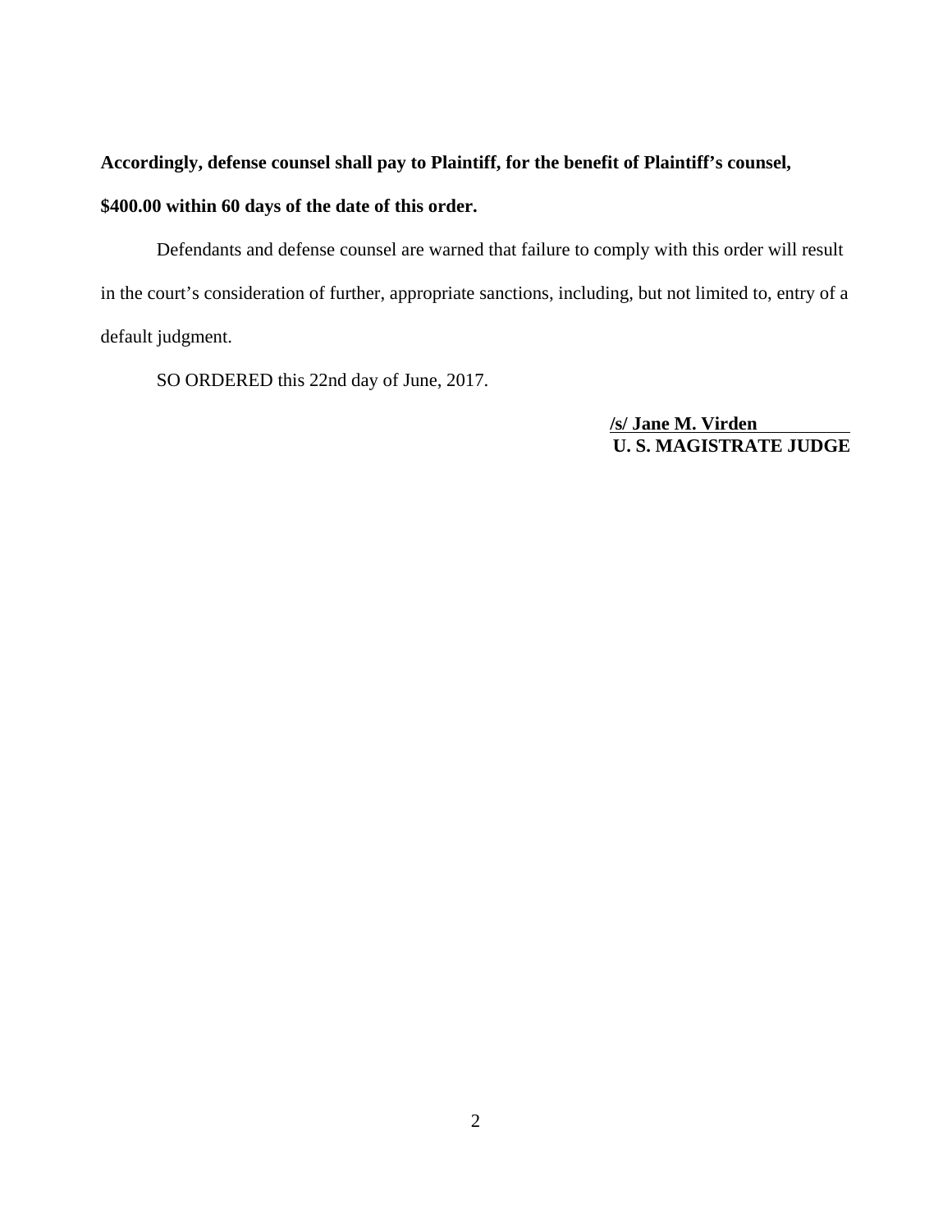**Accordingly, defense counsel shall pay to Plaintiff, for the benefit of Plaintiff's counsel, $400.00 within 60 days of the date of this order.**

Defendants and defense counsel are warned that failure to comply with this order will result in the court's consideration of further, appropriate sanctions, including, but not limited to, entry of a default judgment.

SO ORDERED this 22nd day of June, 2017.

**/s/ Jane M. Virden**
**U. S. MAGISTRATE JUDGE**